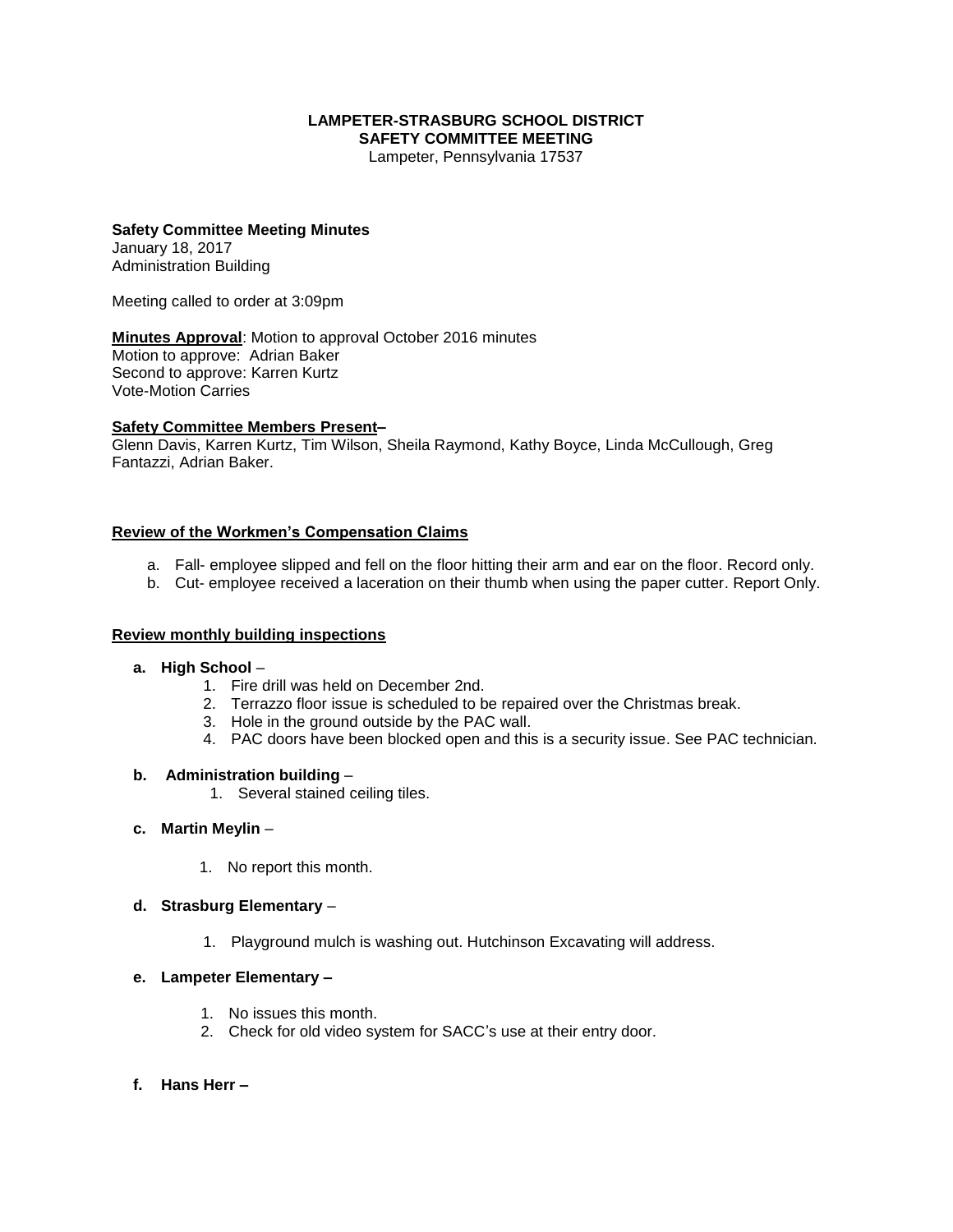**LAMPETER-STRASBURG SCHOOL DISTRICT**
**SAFETY COMMITTEE MEETING**
Lampeter, Pennsylvania 17537

**Safety Committee Meeting Minutes**
January 18, 2017
Administration Building

Meeting called to order at 3:09pm

**Minutes Approval**: Motion to approval October 2016 minutes
Motion to approve: Adrian Baker
Second to approve: Karren Kurtz
Vote-Motion Carries

**Safety Committee Members Present–**
Glenn Davis, Karren Kurtz, Tim Wilson, Sheila Raymond, Kathy Boyce, Linda McCullough, Greg Fantazzi, Adrian Baker.

**Review of the Workmen's Compensation Claims**

a. Fall- employee slipped and fell on the floor hitting their arm and ear on the floor. Record only.
b. Cut- employee received a laceration on their thumb when using the paper cutter. Report Only.

**Review monthly building inspections**

**a. High School** –
1. Fire drill was held on December 2nd.
2. Terrazzo floor issue is scheduled to be repaired over the Christmas break.
3. Hole in the ground outside by the PAC wall.
4. PAC doors have been blocked open and this is a security issue. See PAC technician.

**b. Administration building** –
1. Several stained ceiling tiles.

**c. Martin Meylin** –
1. No report this month.

**d. Strasburg Elementary** –
1. Playground mulch is washing out. Hutchinson Excavating will address.

**e. Lampeter Elementary –**
1. No issues this month.
2. Check for old video system for SACC's use at their entry door.

**f. Hans Herr –**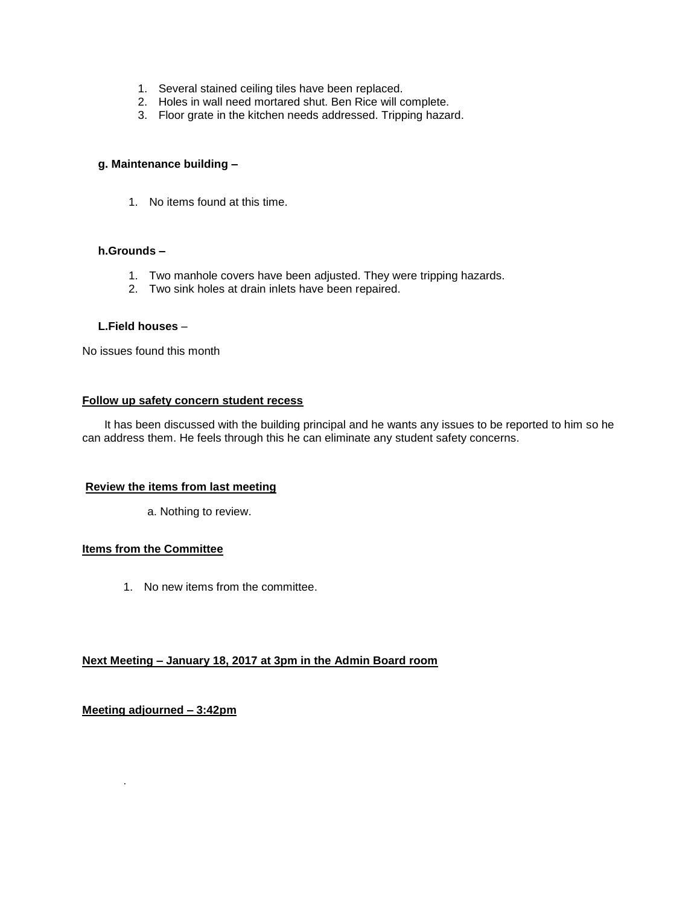1. Several stained ceiling tiles have been replaced.
2. Holes in wall need mortared shut. Ben Rice will complete.
3. Floor grate in the kitchen needs addressed. Tripping hazard.

**g. Maintenance building –**

1. No items found at this time.

**h.Grounds –**

1. Two manhole covers have been adjusted. They were tripping hazards.
2. Two sink holes at drain inlets have been repaired.

**L.Field houses** –

No issues found this month

**Follow up safety concern student recess**

It has been discussed with the building principal and he wants any issues to be reported to him so he can address them. He feels through this he can eliminate any student safety concerns.

**Review the items from last meeting**

a. Nothing to review.

**Items from the Committee**

1. No new items from the committee.

**Next Meeting – January 18, 2017 at 3pm in the Admin Board room**

**Meeting adjourned – 3:42pm**

.